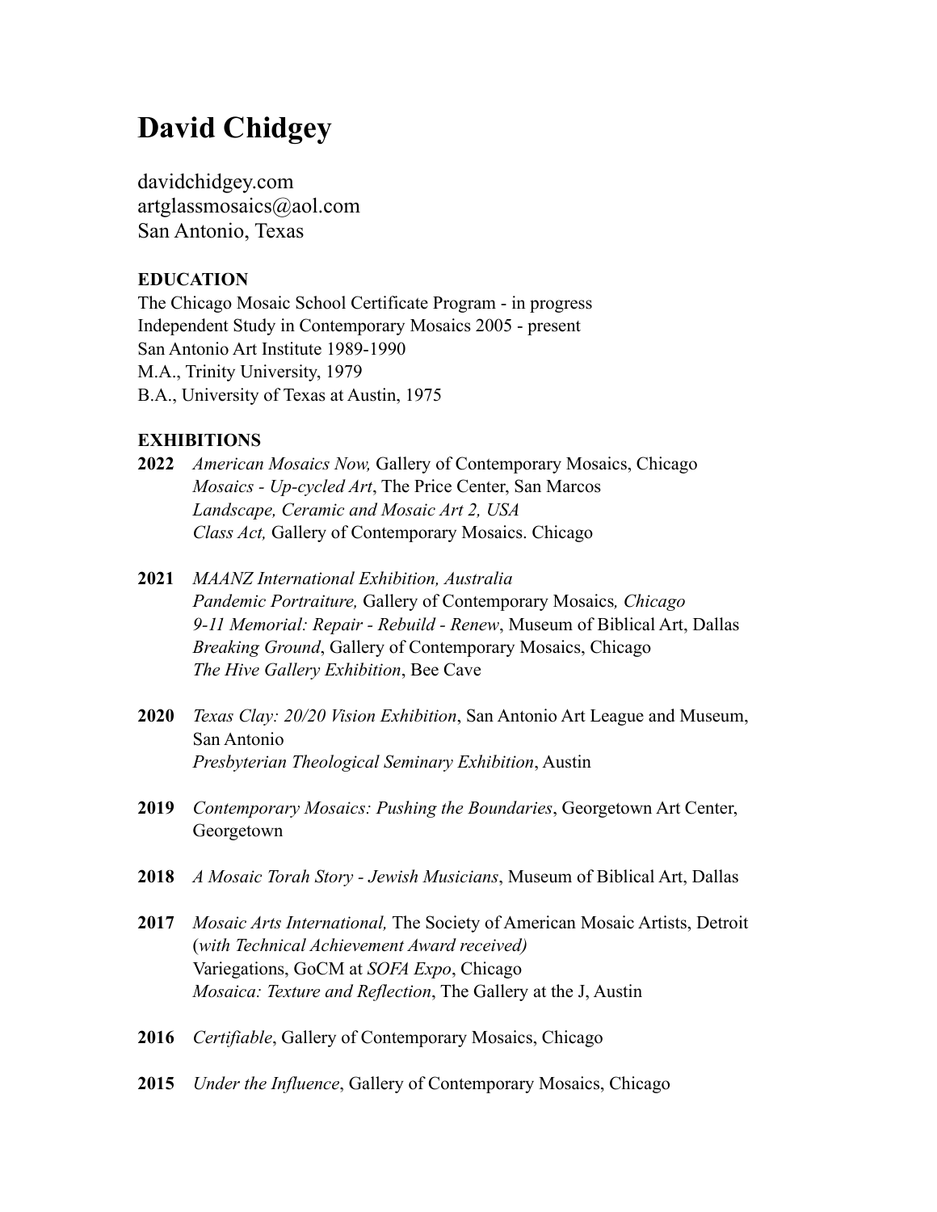# David Chidgey

davidchidgey.com
artglassmosaics@aol.com
San Antonio, Texas

## EDUCATION

The Chicago Mosaic School Certificate Program - in progress
Independent Study in Contemporary Mosaics 2005 - present
San Antonio Art Institute 1989-1990
M.A., Trinity University, 1979
B.A., University of Texas at Austin, 1975

## EXHIBITIONS

**2022** *American Mosaics Now,* Gallery of Contemporary Mosaics, Chicago
*Mosaics - Up-cycled Art*, The Price Center, San Marcos
*Landscape, Ceramic and Mosaic Art 2, USA*
*Class Act,* Gallery of Contemporary Mosaics. Chicago

**2021** *MAANZ International Exhibition, Australia*
*Pandemic Portraiture,* Gallery of Contemporary Mosaics*, Chicago*
*9-11 Memorial: Repair - Rebuild - Renew*, Museum of Biblical Art, Dallas
*Breaking Ground*, Gallery of Contemporary Mosaics, Chicago
*The Hive Gallery Exhibition*, Bee Cave

**2020** *Texas Clay: 20/20 Vision Exhibition*, San Antonio Art League and Museum, San Antonio
*Presbyterian Theological Seminary Exhibition*, Austin

**2019** *Contemporary Mosaics: Pushing the Boundaries*, Georgetown Art Center, Georgetown

**2018** *A Mosaic Torah Story - Jewish Musicians*, Museum of Biblical Art, Dallas

**2017** *Mosaic Arts International,* The Society of American Mosaic Artists, Detroit (*with Technical Achievement Award received)*
Variegations, GoCM at *SOFA Expo*, Chicago
*Mosaica: Texture and Reflection*, The Gallery at the J, Austin

**2016** *Certifiable*, Gallery of Contemporary Mosaics, Chicago

**2015** *Under the Influence*, Gallery of Contemporary Mosaics, Chicago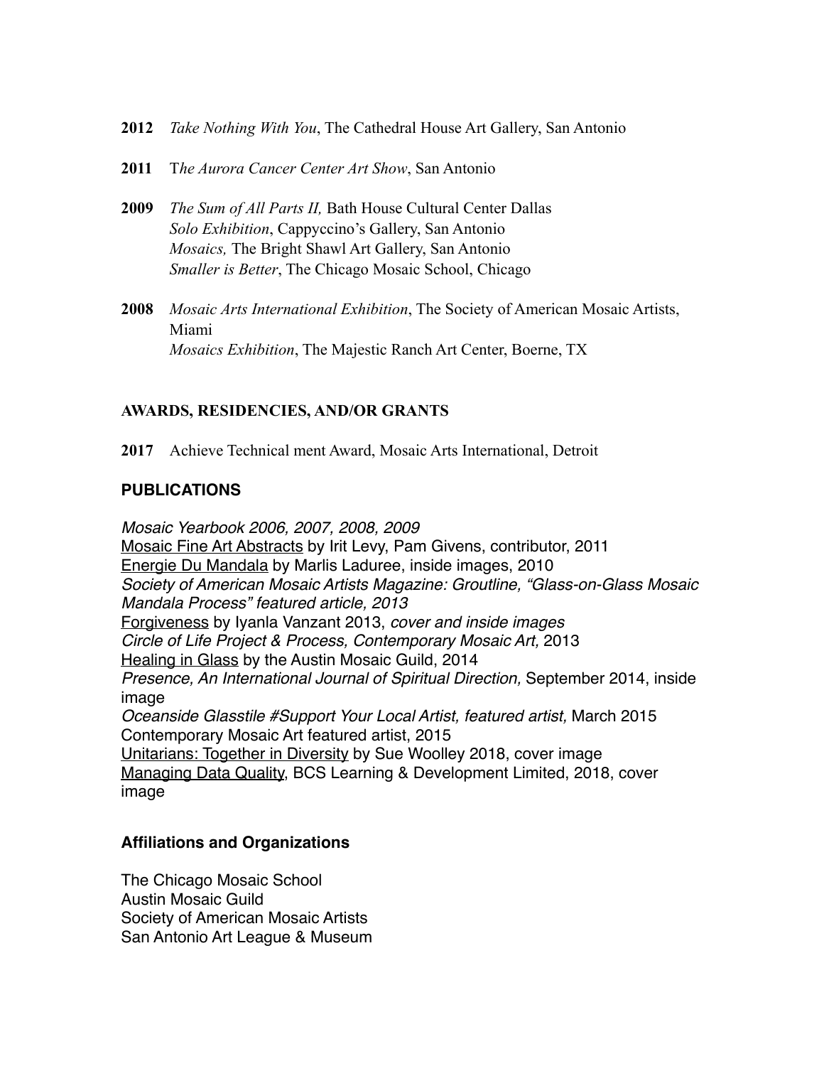**2012** *Take Nothing With You*, The Cathedral House Art Gallery, San Antonio

**2011** T*he Aurora Cancer Center Art Show*, San Antonio

**2009** *The Sum of All Parts II,* Bath House Cultural Center Dallas
*Solo Exhibition*, Cappyccino's Gallery, San Antonio
*Mosaics,* The Bright Shawl Art Gallery, San Antonio
*Smaller is Better*, The Chicago Mosaic School, Chicago

**2008** *Mosaic Arts International Exhibition*, The Society of American Mosaic Artists, Miami
*Mosaics Exhibition*, The Majestic Ranch Art Center, Boerne, TX

**AWARDS, RESIDENCIES, AND/OR GRANTS**

**2017** Achieve Technical ment Award, Mosaic Arts International, Detroit

## PUBLICATIONS

*Mosaic Yearbook 2006, 2007, 2008, 2009*
Mosaic Fine Art Abstracts by Irit Levy, Pam Givens, contributor, 2011
Energie Du Mandala by Marlis Laduree, inside images, 2010
*Society of American Mosaic Artists Magazine: Groutline, "Glass-on-Glass Mosaic Mandala Process" featured article, 2013*
Forgiveness by Iyanla Vanzant 2013, *cover and inside images*
*Circle of Life Project & Process, Contemporary Mosaic Art,* 2013
Healing in Glass by the Austin Mosaic Guild, 2014
*Presence, An International Journal of Spiritual Direction,* September 2014, inside image
*Oceanside Glasstile #Support Your Local Artist, featured artist,* March 2015
Contemporary Mosaic Art featured artist, 2015
Unitarians: Together in Diversity by Sue Woolley 2018, cover image
Managing Data Quality, BCS Learning & Development Limited, 2018, cover image

## Affiliations and Organizations

The Chicago Mosaic School
Austin Mosaic Guild
Society of American Mosaic Artists
San Antonio Art League & Museum